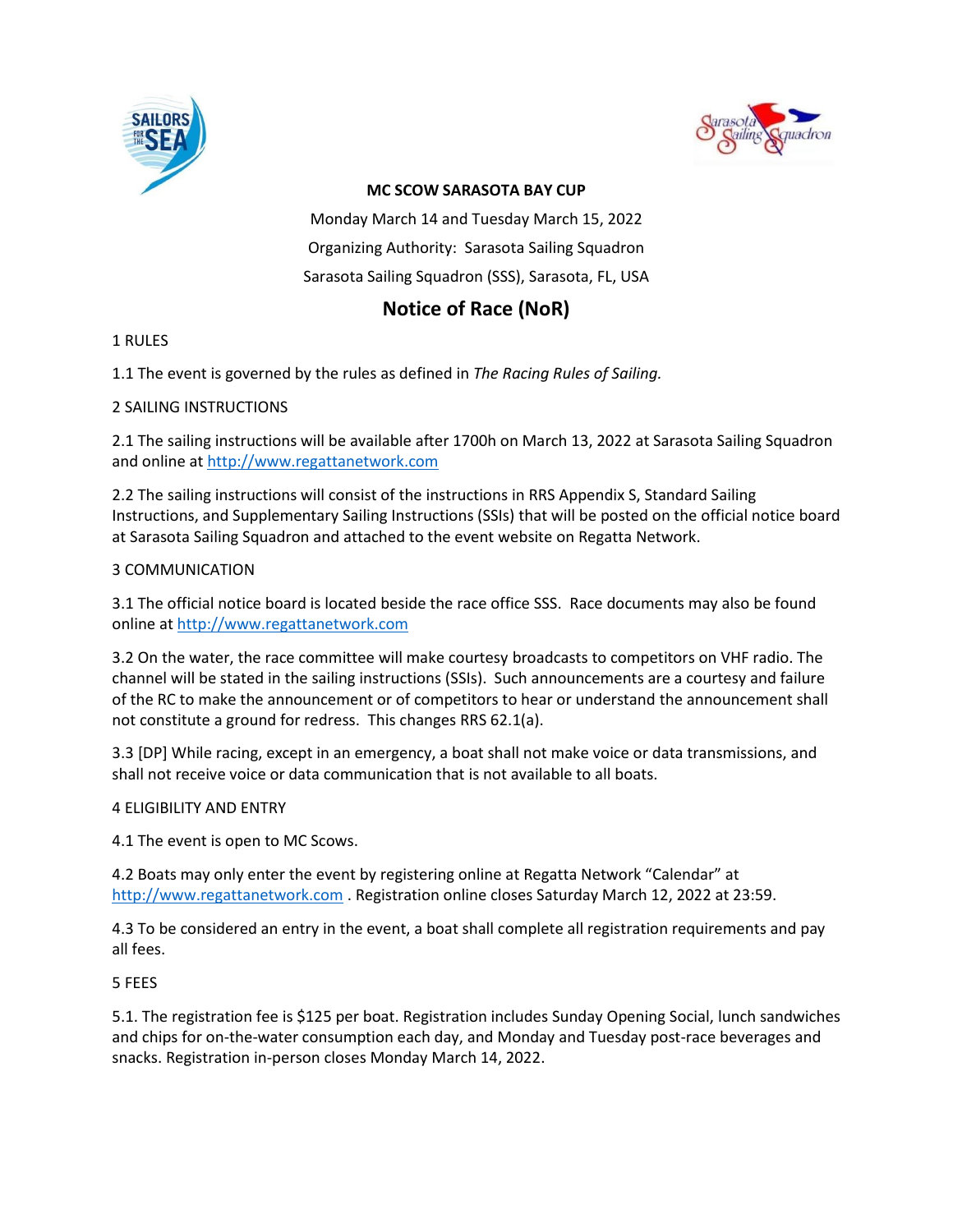**MC SCOW SARASOTA BAY CUP**

Monday March 14 and Tuesday March 15, 2022

Organizing Authority: Sarasota Sailing Squadron

Sarasota Sailing Squadron (SSS), Sarasota, FL, USA

# Notice of Race (NoR)

1 RULES

1.1 The event is governed by the rules as defined in *The Racing Rules of Sailing.*

2 SAILING INSTRUCTIONS

2.1 The sailing instructions will be available after 1700h on March 13, 2022 at Sarasota Sailing Squadron and online at http://www.regattanetwork.com

2.2 The sailing instructions will consist of the instructions in RRS Appendix S, Standard Sailing Instructions, and Supplementary Sailing Instructions (SSIs) that will be posted on the official notice board at Sarasota Sailing Squadron and attached to the event website on Regatta Network.

3 COMMUNICATION

3.1 The official notice board is located beside the race office SSS. Race documents may also be found online at http://www.regattanetwork.com

3.2 On the water, the race committee will make courtesy broadcasts to competitors on VHF radio. The channel will be stated in the sailing instructions (SSIs). Such announcements are a courtesy and failure of the RC to make the announcement or of competitors to hear or understand the announcement shall not constitute a ground for redress. This changes RRS 62.1(a).

3.3 [DP] While racing, except in an emergency, a boat shall not make voice or data transmissions, and shall not receive voice or data communication that is not available to all boats.

4 ELIGIBILITY AND ENTRY

4.1 The event is open to MC Scows.

4.2 Boats may only enter the event by registering online at Regatta Network "Calendar" at http://www.regattanetwork.com . Registration online closes Saturday March 12, 2022 at 23:59.

4.3 To be considered an entry in the event, a boat shall complete all registration requirements and pay all fees.

5 FEES

5.1. The registration fee is $125 per boat. Registration includes Sunday Opening Social, lunch sandwiches and chips for on-the-water consumption each day, and Monday and Tuesday post-race beverages and snacks. Registration in-person closes Monday March 14, 2022.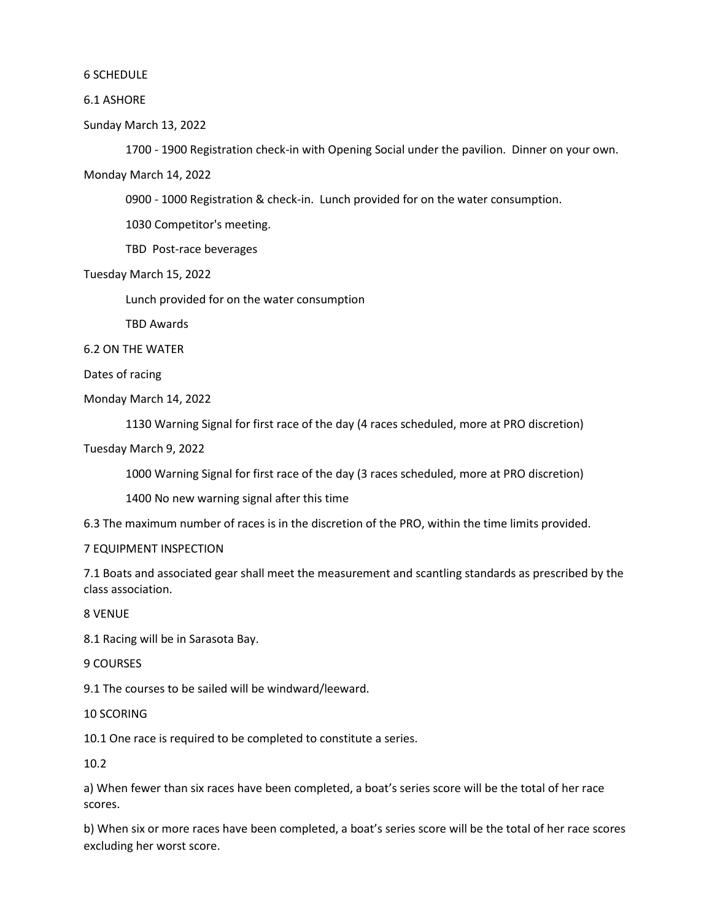6 SCHEDULE

6.1 ASHORE

Sunday March 13, 2022

1700 - 1900 Registration check-in with Opening Social under the pavilion. Dinner on your own.

Monday March 14, 2022

0900 - 1000 Registration & check-in. Lunch provided for on the water consumption.

1030 Competitor's meeting.

TBD Post-race beverages

Tuesday March 15, 2022

Lunch provided for on the water consumption

TBD Awards

6.2 ON THE WATER

Dates of racing

Monday March 14, 2022

1130 Warning Signal for first race of the day (4 races scheduled, more at PRO discretion)

Tuesday March 9, 2022

1000 Warning Signal for first race of the day (3 races scheduled, more at PRO discretion)

1400 No new warning signal after this time

6.3 The maximum number of races is in the discretion of the PRO, within the time limits provided.

7 EQUIPMENT INSPECTION

7.1 Boats and associated gear shall meet the measurement and scantling standards as prescribed by the class association.

8 VENUE

8.1 Racing will be in Sarasota Bay.

9 COURSES

9.1 The courses to be sailed will be windward/leeward.

10 SCORING

10.1 One race is required to be completed to constitute a series.

10.2

a) When fewer than six races have been completed, a boat's series score will be the total of her race scores.

b) When six or more races have been completed, a boat's series score will be the total of her race scores excluding her worst score.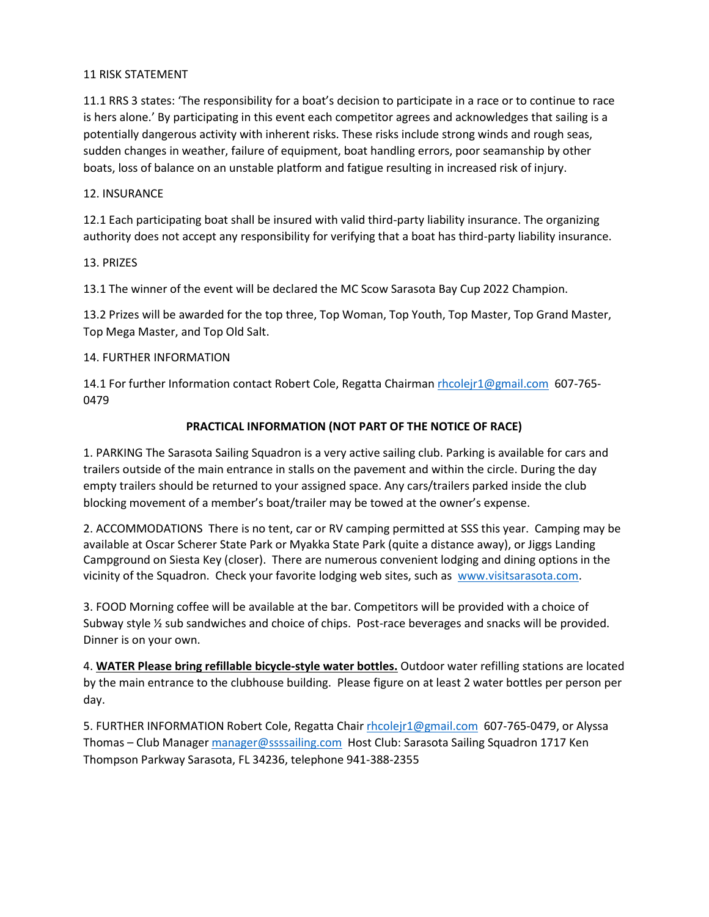## 11 RISK STATEMENT

11.1 RRS 3 states: 'The responsibility for a boat's decision to participate in a race or to continue to race is hers alone.' By participating in this event each competitor agrees and acknowledges that sailing is a potentially dangerous activity with inherent risks. These risks include strong winds and rough seas, sudden changes in weather, failure of equipment, boat handling errors, poor seamanship by other boats, loss of balance on an unstable platform and fatigue resulting in increased risk of injury.

## 12. INSURANCE

12.1 Each participating boat shall be insured with valid third-party liability insurance. The organizing authority does not accept any responsibility for verifying that a boat has third-party liability insurance.

## 13. PRIZES

13.1 The winner of the event will be declared the MC Scow Sarasota Bay Cup 2022 Champion.

13.2 Prizes will be awarded for the top three, Top Woman, Top Youth, Top Master, Top Grand Master, Top Mega Master, and Top Old Salt.

## 14. FURTHER INFORMATION

14.1 For further Information contact Robert Cole, Regatta Chairman rhcolejr1@gmail.com 607-765-0479

## PRACTICAL INFORMATION (NOT PART OF THE NOTICE OF RACE)

1. PARKING The Sarasota Sailing Squadron is a very active sailing club. Parking is available for cars and trailers outside of the main entrance in stalls on the pavement and within the circle. During the day empty trailers should be returned to your assigned space. Any cars/trailers parked inside the club blocking movement of a member's boat/trailer may be towed at the owner's expense.

2. ACCOMMODATIONS There is no tent, car or RV camping permitted at SSS this year. Camping may be available at Oscar Scherer State Park or Myakka State Park (quite a distance away), or Jiggs Landing Campground on Siesta Key (closer). There are numerous convenient lodging and dining options in the vicinity of the Squadron. Check your favorite lodging web sites, such as www.visitsarasota.com.

3. FOOD Morning coffee will be available at the bar. Competitors will be provided with a choice of Subway style ½ sub sandwiches and choice of chips. Post-race beverages and snacks will be provided. Dinner is on your own.

4. **WATER Please bring refillable bicycle-style water bottles.** Outdoor water refilling stations are located by the main entrance to the clubhouse building. Please figure on at least 2 water bottles per person per day.

5. FURTHER INFORMATION Robert Cole, Regatta Chair rhcolejr1@gmail.com 607-765-0479, or Alyssa Thomas – Club Manager manager@ssssailing.com Host Club: Sarasota Sailing Squadron 1717 Ken Thompson Parkway Sarasota, FL 34236, telephone 941-388-2355